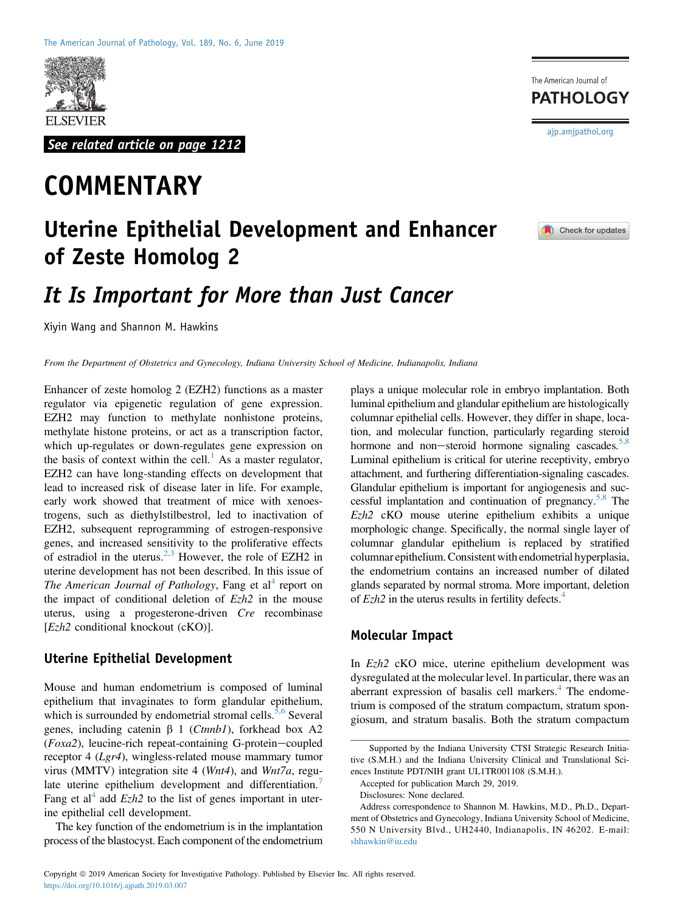See related article on page 1212

# COMMENTARY

# Uterine Epithelial Development and Enhancer of Zeste Homolog 2

## *It Is Important for More than Just Cancer*

Xiyin Wang and Shannon M. Hawkins

*From the Department of Obstetrics and Gynecology, Indiana University School of Medicine, Indianapolis, Indiana*

Enhancer of zeste homolog 2 (EZH2) functions as a master regulator via epigenetic regulation of gene expression. EZH2 may function to methylate nonhistone proteins, methylate histone proteins, or act as a transcription factor, which up-regulates or down-regulates gene expression on the basis of context within the cell.[1] As a master regulator, EZH2 can have long-standing effects on development that lead to increased risk of disease later in life. For example, early work showed that treatment of mice with xenoestrogens, such as diethylstilbestrol, led to inactivation of EZH2, subsequent reprogramming of estrogen-responsive genes, and increased sensitivity to the proliferative effects of estradiol in the uterus.[2,3] However, the role of EZH2 in uterine development has not been described. In this issue of *The American Journal of Pathology*, Fang et al[4] report on the impact of conditional deletion of *Ezh2* in the mouse uterus, using a progesterone-driven *Cre* recombinase [*Ezh2* conditional knockout (cKO)].

### Uterine Epithelial Development

Mouse and human endometrium is composed of luminal epithelium that invaginates to form glandular epithelium, which is surrounded by endometrial stromal cells.[5,6] Several genes, including catenin β 1 (*Ctnnb1*), forkhead box A2 (*Foxa2*), leucine-rich repeat-containing G-protein−coupled receptor 4 (*Lgr4*), wingless-related mouse mammary tumor virus (MMTV) integration site 4 (*Wnt4*), and *Wnt7a*, regulate uterine epithelium development and differentiation.[7] Fang et al[4] add *Ezh2* to the list of genes important in uterine epithelial cell development.

The key function of the endometrium is in the implantation process of the blastocyst. Each component of the endometrium plays a unique molecular role in embryo implantation. Both luminal epithelium and glandular epithelium are histologically columnar epithelial cells. However, they differ in shape, location, and molecular function, particularly regarding steroid hormone and non−steroid hormone signaling cascades.[5,8] Luminal epithelium is critical for uterine receptivity, embryo attachment, and furthering differentiation-signaling cascades. Glandular epithelium is important for angiogenesis and successful implantation and continuation of pregnancy.[5,8] The *Ezh2* cKO mouse uterine epithelium exhibits a unique morphologic change. Specifically, the normal single layer of columnar glandular epithelium is replaced by stratified columnar epithelium. Consistent with endometrial hyperplasia, the endometrium contains an increased number of dilated glands separated by normal stroma. More important, deletion of *Ezh2* in the uterus results in fertility defects.[4]

### Molecular Impact

In *Ezh2* cKO mice, uterine epithelium development was dysregulated at the molecular level. In particular, there was an aberrant expression of basalis cell markers.[4] The endometrium is composed of the stratum compactum, stratum spongiosum, and stratum basalis. Both the stratum compactum

Supported by the Indiana University CTSI Strategic Research Initiative (S.M.H.) and the Indiana University Clinical and Translational Sciences Institute PDT/NIH grant UL1TR001108 (S.M.H.).

Accepted for publication March 29, 2019.

Disclosures: None declared.

Address correspondence to Shannon M. Hawkins, M.D., Ph.D., Department of Obstetrics and Gynecology, Indiana University School of Medicine, 550 N University Blvd., UH2440, Indianapolis, IN 46202. E-mail: shhawkin@iu.edu

Copyright © 2019 American Society for Investigative Pathology. Published by Elsevier Inc. All rights reserved.
https://doi.org/10.1016/j.ajpath.2019.03.007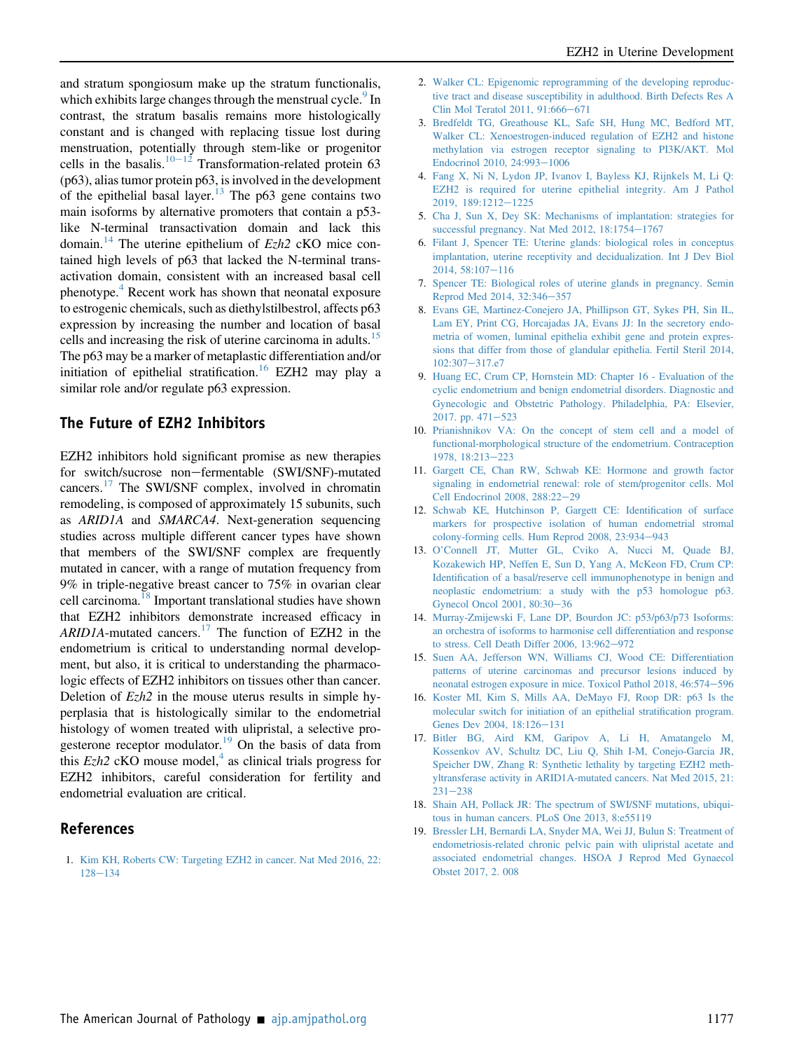and stratum spongiosum make up the stratum functionalis, which exhibits large changes through the menstrual cycle.[9] In contrast, the stratum basalis remains more histologically constant and is changed with replacing tissue lost during menstruation, potentially through stem-like or progenitor cells in the basalis.[10–12] Transformation-related protein 63 (p63), alias tumor protein p63, is involved in the development of the epithelial basal layer.[13] The p63 gene contains two main isoforms by alternative promoters that contain a p53-like N-terminal transactivation domain and lack this domain.[14] The uterine epithelium of *Ezh2* cKO mice contained high levels of p63 that lacked the N-terminal transactivation domain, consistent with an increased basal cell phenotype.[4] Recent work has shown that neonatal exposure to estrogenic chemicals, such as diethylstilbestrol, affects p63 expression by increasing the number and location of basal cells and increasing the risk of uterine carcinoma in adults.[15] The p63 may be a marker of metaplastic differentiation and/or initiation of epithelial stratification.[16] EZH2 may play a similar role and/or regulate p63 expression.

## The Future of EZH2 Inhibitors

EZH2 inhibitors hold significant promise as new therapies for switch/sucrose non−fermentable (SWI/SNF)-mutated cancers.[17] The SWI/SNF complex, involved in chromatin remodeling, is composed of approximately 15 subunits, such as *ARID1A* and *SMARCA4*. Next-generation sequencing studies across multiple different cancer types have shown that members of the SWI/SNF complex are frequently mutated in cancer, with a range of mutation frequency from 9% in triple-negative breast cancer to 75% in ovarian clear cell carcinoma.[18] Important translational studies have shown that EZH2 inhibitors demonstrate increased efficacy in *ARID1A*-mutated cancers.[17] The function of EZH2 in the endometrium is critical to understanding normal development, but also, it is critical to understanding the pharmacologic effects of EZH2 inhibitors on tissues other than cancer. Deletion of *Ezh2* in the mouse uterus results in simple hyperplasia that is histologically similar to the endometrial histology of women treated with ulipristal, a selective progesterone receptor modulator.[19] On the basis of data from this *Ezh2* cKO mouse model,[4] as clinical trials progress for EZH2 inhibitors, careful consideration for fertility and endometrial evaluation are critical.

## References

1. Kim KH, Roberts CW: Targeting EZH2 in cancer. Nat Med 2016, 22:128−134
2. Walker CL: Epigenomic reprogramming of the developing reproductive tract and disease susceptibility in adulthood. Birth Defects Res A Clin Mol Teratol 2011, 91:666−671
3. Bredfeldt TG, Greathouse KL, Safe SH, Hung MC, Bedford MT, Walker CL: Xenoestrogen-induced regulation of EZH2 and histone methylation via estrogen receptor signaling to PI3K/AKT. Mol Endocrinol 2010, 24:993−1006
4. Fang X, Ni N, Lydon JP, Ivanov I, Bayless KJ, Rijnkels M, Li Q: EZH2 is required for uterine epithelial integrity. Am J Pathol 2019, 189:1212−1225
5. Cha J, Sun X, Dey SK: Mechanisms of implantation: strategies for successful pregnancy. Nat Med 2012, 18:1754−1767
6. Filant J, Spencer TE: Uterine glands: biological roles in conceptus implantation, uterine receptivity and decidualization. Int J Dev Biol 2014, 58:107−116
7. Spencer TE: Biological roles of uterine glands in pregnancy. Semin Reprod Med 2014, 32:346−357
8. Evans GE, Martinez-Conejero JA, Phillipson GT, Sykes PH, Sin IL, Lam EY, Print CG, Horcajadas JA, Evans JJ: In the secretory endometria of women, luminal epithelia exhibit gene and protein expressions that differ from those of glandular epithelia. Fertil Steril 2014, 102:307−317.e7
9. Huang EC, Crum CP, Hornstein MD: Chapter 16 - Evaluation of the cyclic endometrium and benign endometrial disorders. Diagnostic and Gynecologic and Obstetric Pathology. Philadelphia, PA: Elsevier, 2017. pp. 471−523
10. Prianishnikov VA: On the concept of stem cell and a model of functional-morphological structure of the endometrium. Contraception 1978, 18:213−223
11. Gargett CE, Chan RW, Schwab KE: Hormone and growth factor signaling in endometrial renewal: role of stem/progenitor cells. Mol Cell Endocrinol 2008, 288:22−29
12. Schwab KE, Hutchinson P, Gargett CE: Identification of surface markers for prospective isolation of human endometrial stromal colony-forming cells. Hum Reprod 2008, 23:934−943
13. O'Connell JT, Mutter GL, Cviko A, Nucci M, Quade BJ, Kozakewich HP, Neffen E, Sun D, Yang A, McKeon FD, Crum CP: Identification of a basal/reserve cell immunophenotype in benign and neoplastic endometrium: a study with the p53 homologue p63. Gynecol Oncol 2001, 80:30−36
14. Murray-Zmijewski F, Lane DP, Bourdon JC: p53/p63/p73 Isoforms: an orchestra of isoforms to harmonise cell differentiation and response to stress. Cell Death Differ 2006, 13:962−972
15. Suen AA, Jefferson WN, Williams CJ, Wood CE: Differentiation patterns of uterine carcinomas and precursor lesions induced by neonatal estrogen exposure in mice. Toxicol Pathol 2018, 46:574−596
16. Koster MI, Kim S, Mills AA, DeMayo FJ, Roop DR: p63 Is the molecular switch for initiation of an epithelial stratification program. Genes Dev 2004, 18:126−131
17. Bitler BG, Aird KM, Garipov A, Li H, Amatangelo M, Kossenkov AV, Schultz DC, Liu Q, Shih I-M, Conejo-Garcia JR, Speicher DW, Zhang R: Synthetic lethality by targeting EZH2 methyltransferase activity in ARID1A-mutated cancers. Nat Med 2015, 21:231−238
18. Shain AH, Pollack JR: The spectrum of SWI/SNF mutations, ubiquitous in human cancers. PLoS One 2013, 8:e55119
19. Bressler LH, Bernardi LA, Snyder MA, Wei JJ, Bulun S: Treatment of endometriosis-related chronic pelvic pain with ulipristal acetate and associated endometrial changes. HSOA J Reprod Med Gynaecol Obstet 2017, 2. 008